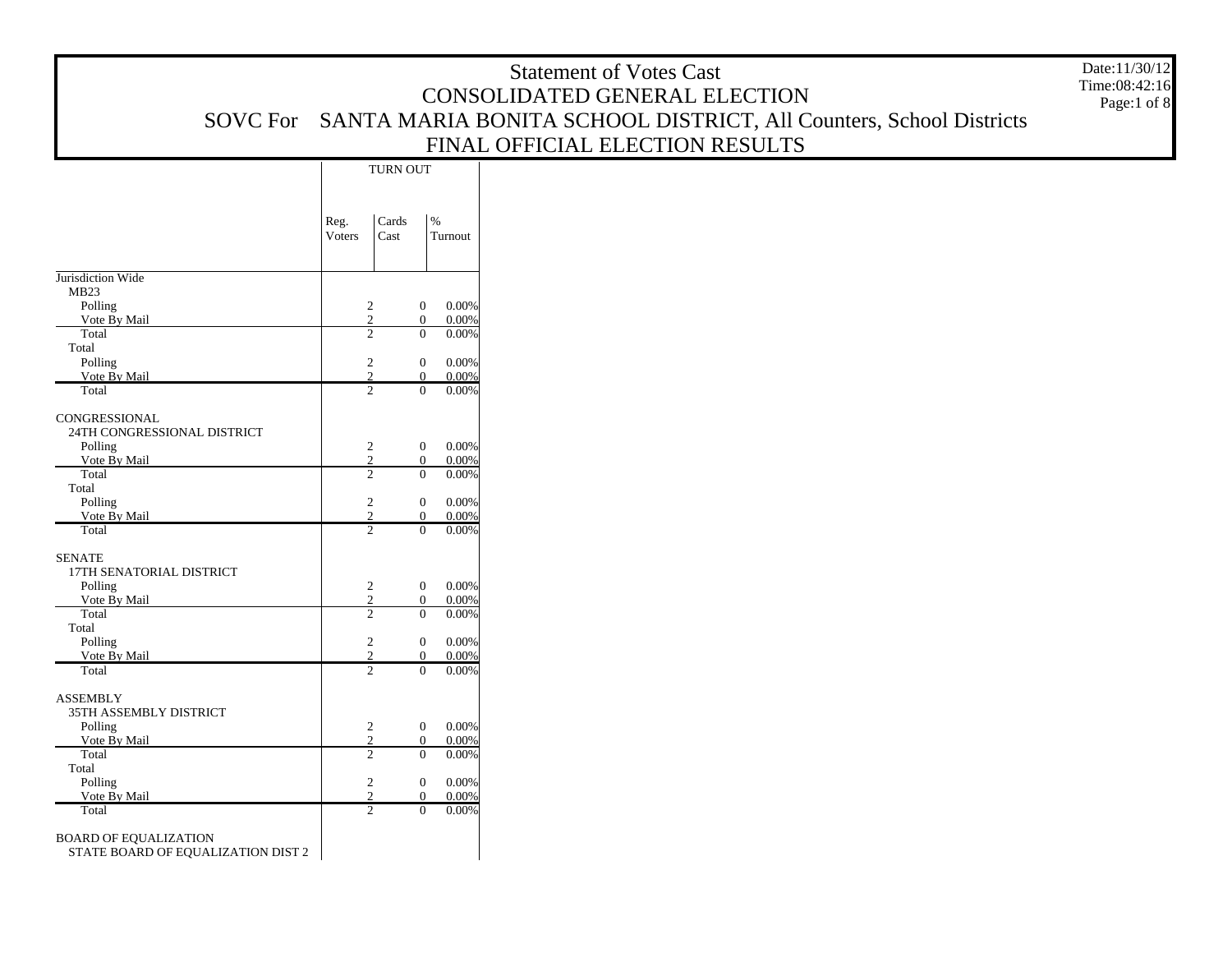# Statement of Votes Cast

## CONSOLIDATED GENERAL ELECTION

## SOVC For SANTA MARIA BONITA SCHOOL DISTRICT, All Counters, School Districts

## FINAL OFFICIAL ELECTION RESULTS

Date:11/30/12
Time:08:42:16

| | TURN OUT | | |
|---|---|---|---|
| | Reg. Voters | Cards Cast | % Turnout |
| **Jurisdiction Wide** | | | |
| MB23 | | | |
| Polling | 2 | 0 | 0.00% |
| Vote By Mail | 2 | 0 | 0.00% |
| Total | 2 | 0 | 0.00% |
| Total | | | |
| Polling | 2 | 0 | 0.00% |
| Vote By Mail | 2 | 0 | 0.00% |
| Total | 2 | 0 | 0.00% |
| **CONGRESSIONAL** | | | |
| 24TH CONGRESSIONAL DISTRICT | | | |
| Polling | 2 | 0 | 0.00% |
| Vote By Mail | 2 | 0 | 0.00% |
| Total | 2 | 0 | 0.00% |
| Total | | | |
| Polling | 2 | 0 | 0.00% |
| Vote By Mail | 2 | 0 | 0.00% |
| Total | 2 | 0 | 0.00% |
| **SENATE** | | | |
| 17TH SENATORIAL DISTRICT | | | |
| Polling | 2 | 0 | 0.00% |
| Vote By Mail | 2 | 0 | 0.00% |
| Total | 2 | 0 | 0.00% |
| Total | | | |
| Polling | 2 | 0 | 0.00% |
| Vote By Mail | 2 | 0 | 0.00% |
| Total | 2 | 0 | 0.00% |
| **ASSEMBLY** | | | |
| 35TH ASSEMBLY DISTRICT | | | |
| Polling | 2 | 0 | 0.00% |
| Vote By Mail | 2 | 0 | 0.00% |
| Total | 2 | 0 | 0.00% |
| Total | | | |
| Polling | 2 | 0 | 0.00% |
| Vote By Mail | 2 | 0 | 0.00% |
| Total | 2 | 0 | 0.00% |
| **BOARD OF EQUALIZATION** | | | |
| STATE BOARD OF EQUALIZATION DIST 2 | | | |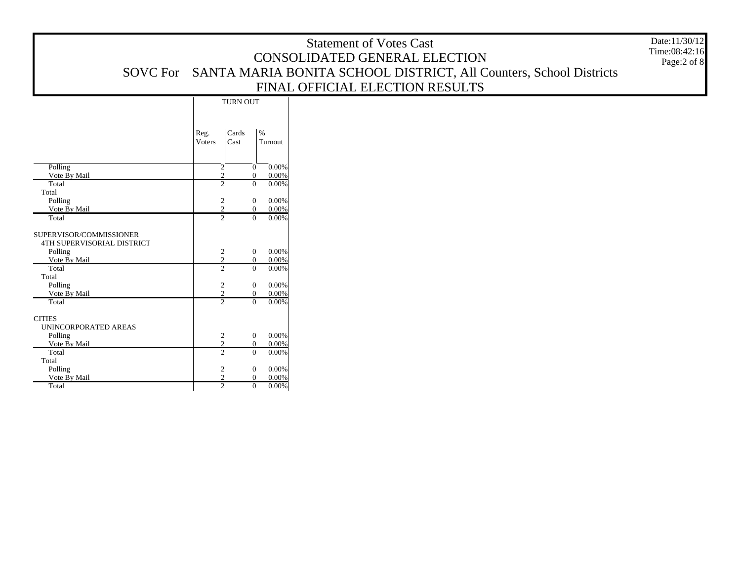# Statement of Votes Cast

## CONSOLIDATED GENERAL ELECTION

## SOVC For SANTA MARIA BONITA SCHOOL DISTRICT, All Counters, School Districts

## FINAL OFFICIAL ELECTION RESULTS

Date:11/30/12
Time:08:42:16

| | TURN OUT | | |
|---|---|---|---|
| | Reg. Voters | Cards Cast | % Turnout |
| Polling | 2 | 0 | 0.00% |
| Vote By Mail | 2 | 0 | 0.00% |
| Total | 2 | 0 | 0.00% |
| Total | | | |
| Polling | 2 | 0 | 0.00% |
| Vote By Mail | 2 | 0 | 0.00% |
| Total | 2 | 0 | 0.00% |
| SUPERVISOR/COMMISSIONER | | | |
| 4TH SUPERVISORIAL DISTRICT | | | |
| Polling | 2 | 0 | 0.00% |
| Vote By Mail | 2 | 0 | 0.00% |
| Total | 2 | 0 | 0.00% |
| Total | | | |
| Polling | 2 | 0 | 0.00% |
| Vote By Mail | 2 | 0 | 0.00% |
| Total | 2 | 0 | 0.00% |
| CITIES | | | |
| UNINCORPORATED AREAS | | | |
| Polling | 2 | 0 | 0.00% |
| Vote By Mail | 2 | 0 | 0.00% |
| Total | 2 | 0 | 0.00% |
| Total | | | |
| Polling | 2 | 0 | 0.00% |
| Vote By Mail | 2 | 0 | 0.00% |
| Total | 2 | 0 | 0.00% |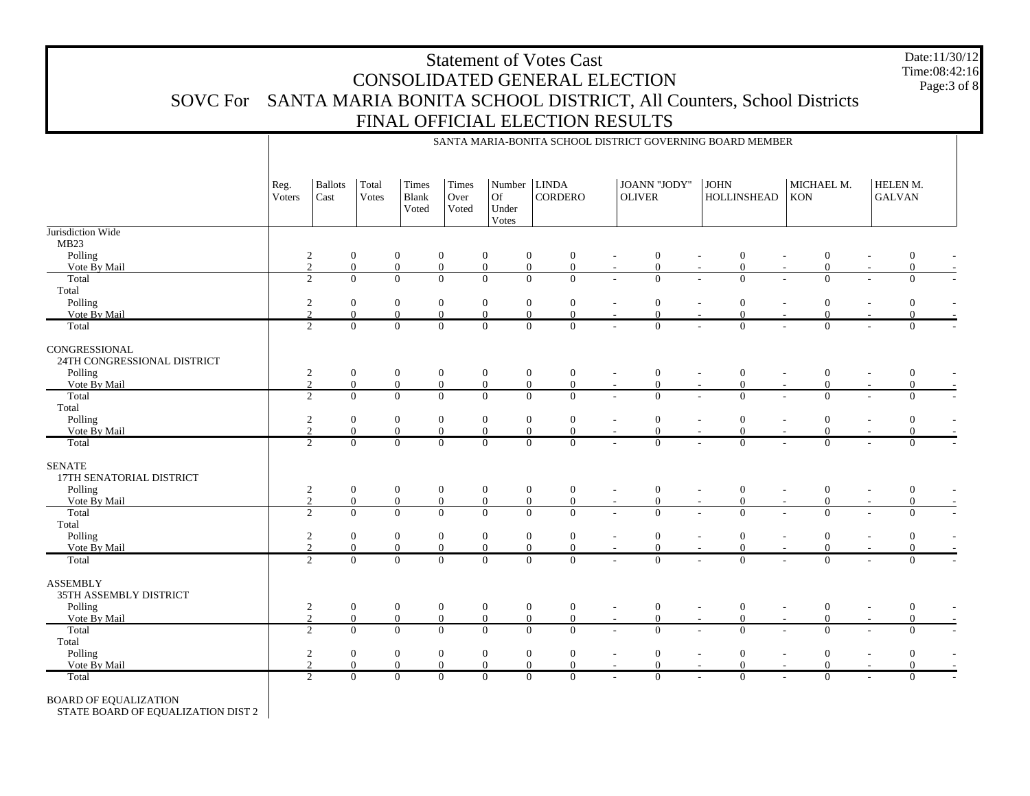# Statement of Votes Cast
## CONSOLIDATED GENERAL ELECTION
## SOVC For SANTA MARIA BONITA SCHOOL DISTRICT, All Counters, School Districts
## FINAL OFFICIAL ELECTION RESULTS

Date:11/30/12
Time:08:42:16

| | SANTA MARIA-BONITA SCHOOL DISTRICT GOVERNING BOARD MEMBER | | | | | | | | | | | | | | | | |
|---|---|---|---|---|---|---|---|---|---|---|---|---|---|---|---|---|---|
| | Reg. Voters | Ballots Cast | Total Votes | Times Blank Voted | Times Over Voted | Number Of Under Votes | LINDA CORDERO | | JOANN "JODY" OLIVER | | JOHN HOLLINSHEAD | | MICHAEL M. KON | | HELEN M. GALVAN | |
| **Jurisdiction Wide** | | | | | | | | | | | | | | | | | |
| MB23 | | | | | | | | | | | | | | | | | |
| Polling | 2 | 0 | 0 | 0 | 0 | 0 | 0 | - | 0 | - | 0 | - | 0 | - | 0 | - |
| Vote By Mail | 2 | 0 | 0 | 0 | 0 | 0 | 0 | - | 0 | - | 0 | - | 0 | - | 0 | - |
| Total | 2 | 0 | 0 | 0 | 0 | 0 | 0 | - | 0 | - | 0 | - | 0 | - | 0 | - |
| Total | | | | | | | | | | | | | | | | | |
| Polling | 2 | 0 | 0 | 0 | 0 | 0 | 0 | - | 0 | - | 0 | - | 0 | - | 0 | - |
| Vote By Mail | 2 | 0 | 0 | 0 | 0 | 0 | 0 | - | 0 | - | 0 | - | 0 | - | 0 | - |
| Total | 2 | 0 | 0 | 0 | 0 | 0 | 0 | - | 0 | - | 0 | - | 0 | - | 0 | - |
| **CONGRESSIONAL** | | | | | | | | | | | | | | | | | |
| 24TH CONGRESSIONAL DISTRICT | | | | | | | | | | | | | | | | | |
| Polling | 2 | 0 | 0 | 0 | 0 | 0 | 0 | - | 0 | - | 0 | - | 0 | - | 0 | - |
| Vote By Mail | 2 | 0 | 0 | 0 | 0 | 0 | 0 | - | 0 | - | 0 | - | 0 | - | 0 | - |
| Total | 2 | 0 | 0 | 0 | 0 | 0 | 0 | - | 0 | - | 0 | - | 0 | - | 0 | - |
| Total | | | | | | | | | | | | | | | | | |
| Polling | 2 | 0 | 0 | 0 | 0 | 0 | 0 | - | 0 | - | 0 | - | 0 | - | 0 | - |
| Vote By Mail | 2 | 0 | 0 | 0 | 0 | 0 | 0 | - | 0 | - | 0 | - | 0 | - | 0 | - |
| Total | 2 | 0 | 0 | 0 | 0 | 0 | 0 | - | 0 | - | 0 | - | 0 | - | 0 | - |
| **SENATE** | | | | | | | | | | | | | | | | | |
| 17TH SENATORIAL DISTRICT | | | | | | | | | | | | | | | | | |
| Polling | 2 | 0 | 0 | 0 | 0 | 0 | 0 | - | 0 | - | 0 | - | 0 | - | 0 | - |
| Vote By Mail | 2 | 0 | 0 | 0 | 0 | 0 | 0 | - | 0 | - | 0 | - | 0 | - | 0 | - |
| Total | 2 | 0 | 0 | 0 | 0 | 0 | 0 | - | 0 | - | 0 | - | 0 | - | 0 | - |
| Total | | | | | | | | | | | | | | | | | |
| Polling | 2 | 0 | 0 | 0 | 0 | 0 | 0 | - | 0 | - | 0 | - | 0 | - | 0 | - |
| Vote By Mail | 2 | 0 | 0 | 0 | 0 | 0 | 0 | - | 0 | - | 0 | - | 0 | - | 0 | - |
| Total | 2 | 0 | 0 | 0 | 0 | 0 | 0 | - | 0 | - | 0 | - | 0 | - | 0 | - |
| **ASSEMBLY** | | | | | | | | | | | | | | | | | |
| 35TH ASSEMBLY DISTRICT | | | | | | | | | | | | | | | | | |
| Polling | 2 | 0 | 0 | 0 | 0 | 0 | 0 | - | 0 | - | 0 | - | 0 | - | 0 | - |
| Vote By Mail | 2 | 0 | 0 | 0 | 0 | 0 | 0 | - | 0 | - | 0 | - | 0 | - | 0 | - |
| Total | 2 | 0 | 0 | 0 | 0 | 0 | 0 | - | 0 | - | 0 | - | 0 | - | 0 | - |
| Total | | | | | | | | | | | | | | | | | |
| Polling | 2 | 0 | 0 | 0 | 0 | 0 | 0 | - | 0 | - | 0 | - | 0 | - | 0 | - |
| Vote By Mail | 2 | 0 | 0 | 0 | 0 | 0 | 0 | - | 0 | - | 0 | - | 0 | - | 0 | - |
| Total | 2 | 0 | 0 | 0 | 0 | 0 | 0 | - | 0 | - | 0 | - | 0 | - | 0 | - |
| **BOARD OF EQUALIZATION** | | | | | | | | | | | | | | | | | |
| STATE BOARD OF EQUALIZATION DIST 2 | | | | | | | | | | | | | | | | | |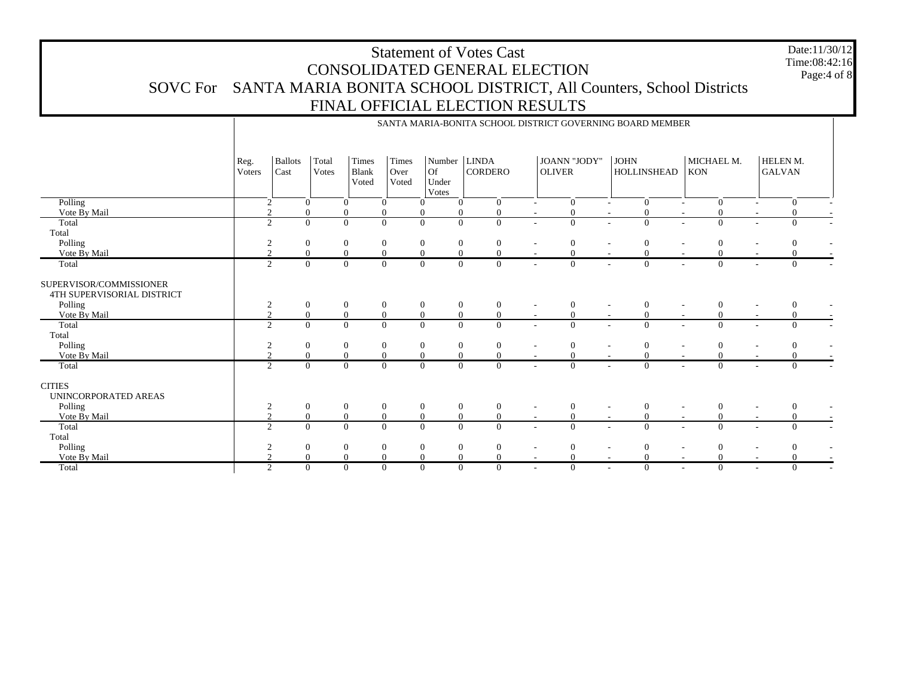# Statement of Votes Cast
## CONSOLIDATED GENERAL ELECTION
## SOVC For SANTA MARIA BONITA SCHOOL DISTRICT, All Counters, School Districts
## FINAL OFFICIAL ELECTION RESULTS

Date:11/30/12
Time:08:42:16

SANTA MARIA-BONITA SCHOOL DISTRICT GOVERNING BOARD MEMBER

| | Reg. Voters | Ballots Cast | Total Votes | Times Blank Voted | Times Over Voted | Number Of Under Votes | LINDA CORDERO | | JOANN "JODY" OLIVER | | JOHN HOLLINSHEAD | | MICHAEL M. KON | | HELEN M. GALVAN | |
|---|---|---|---|---|---|---|---|---|---|---|---|---|---|---|---|---|
| Polling | 2 | 0 | 0 | 0 | 0 | 0 | 0 | - | 0 | - | 0 | - | 0 | - | 0 | - |
| Vote By Mail | 2 | 0 | 0 | 0 | 0 | 0 | 0 | - | 0 | - | 0 | - | 0 | - | 0 | - |
| Total | 2 | 0 | 0 | 0 | 0 | 0 | 0 | - | 0 | - | 0 | - | 0 | - | 0 | - |
| Total | | | | | | | | | | | | | | | | |
| Polling | 2 | 0 | 0 | 0 | 0 | 0 | 0 | - | 0 | - | 0 | - | 0 | - | 0 | - |
| Vote By Mail | 2 | 0 | 0 | 0 | 0 | 0 | 0 | - | 0 | - | 0 | - | 0 | - | 0 | - |
| Total | 2 | 0 | 0 | 0 | 0 | 0 | 0 | - | 0 | - | 0 | - | 0 | - | 0 | - |
| SUPERVISOR/COMMISSIONER | | | | | | | | | | | | | | | | |
| 4TH SUPERVISORIAL DISTRICT | | | | | | | | | | | | | | | | |
| Polling | 2 | 0 | 0 | 0 | 0 | 0 | 0 | - | 0 | - | 0 | - | 0 | - | 0 | - |
| Vote By Mail | 2 | 0 | 0 | 0 | 0 | 0 | 0 | - | 0 | - | 0 | - | 0 | - | 0 | - |
| Total | 2 | 0 | 0 | 0 | 0 | 0 | 0 | - | 0 | - | 0 | - | 0 | - | 0 | - |
| Total | | | | | | | | | | | | | | | | |
| Polling | 2 | 0 | 0 | 0 | 0 | 0 | 0 | - | 0 | - | 0 | - | 0 | - | 0 | - |
| Vote By Mail | 2 | 0 | 0 | 0 | 0 | 0 | 0 | - | 0 | - | 0 | - | 0 | - | 0 | - |
| Total | 2 | 0 | 0 | 0 | 0 | 0 | 0 | - | 0 | - | 0 | - | 0 | - | 0 | - |
| CITIES | | | | | | | | | | | | | | | | |
| UNINCORPORATED AREAS | | | | | | | | | | | | | | | | |
| Polling | 2 | 0 | 0 | 0 | 0 | 0 | 0 | - | 0 | - | 0 | - | 0 | - | 0 | - |
| Vote By Mail | 2 | 0 | 0 | 0 | 0 | 0 | 0 | - | 0 | - | 0 | - | 0 | - | 0 | - |
| Total | 2 | 0 | 0 | 0 | 0 | 0 | 0 | - | 0 | - | 0 | - | 0 | - | 0 | - |
| Total | | | | | | | | | | | | | | | | |
| Polling | 2 | 0 | 0 | 0 | 0 | 0 | 0 | - | 0 | - | 0 | - | 0 | - | 0 | - |
| Vote By Mail | 2 | 0 | 0 | 0 | 0 | 0 | 0 | - | 0 | - | 0 | - | 0 | - | 0 | - |
| Total | 2 | 0 | 0 | 0 | 0 | 0 | 0 | - | 0 | - | 0 | - | 0 | - | 0 | - |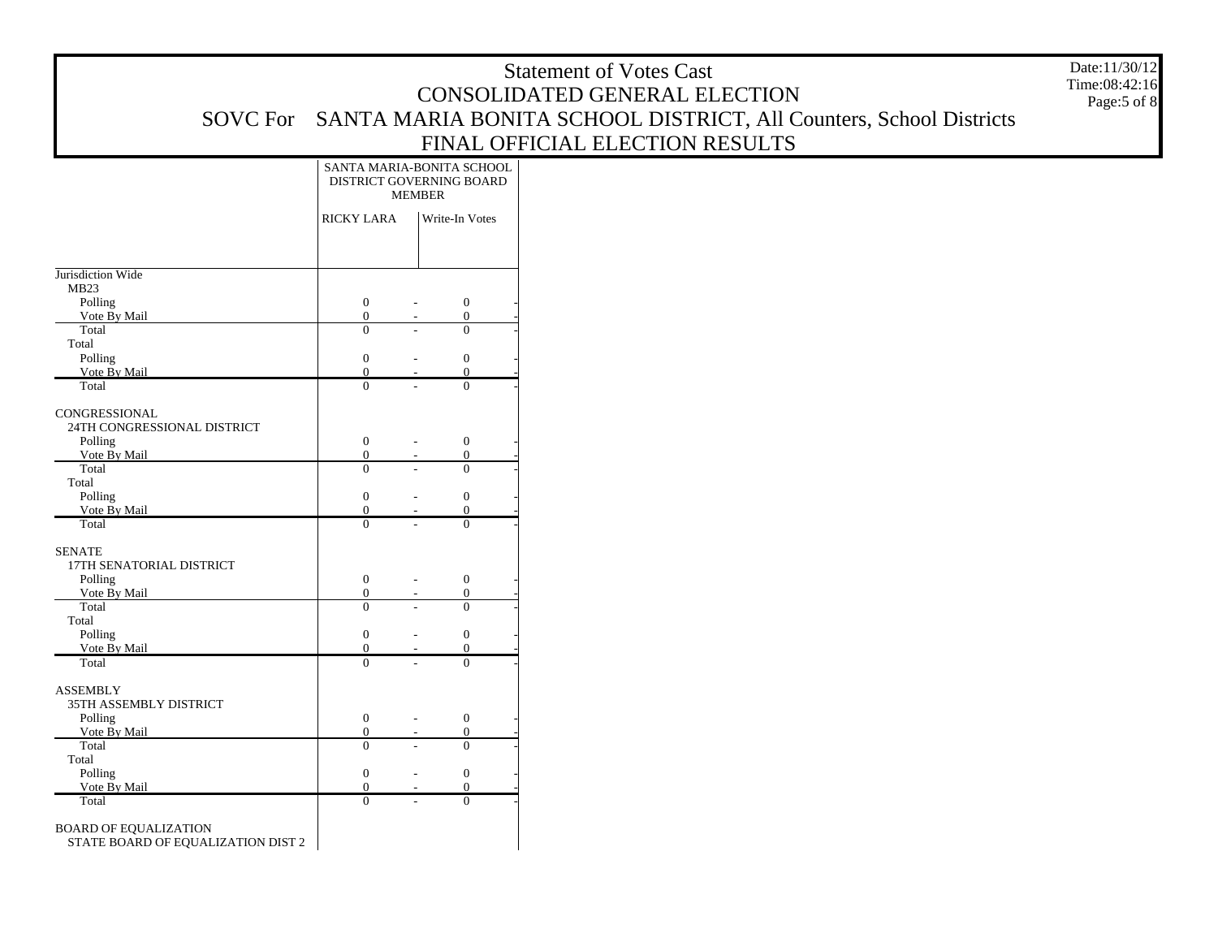# Statement of Votes Cast

## CONSOLIDATED GENERAL ELECTION

## SOVC For SANTA MARIA BONITA SCHOOL DISTRICT, All Counters, School Districts

## FINAL OFFICIAL ELECTION RESULTS

Date:11/30/12
Time:08:42:16

| | SANTA MARIA-BONITA SCHOOL DISTRICT GOVERNING BOARD MEMBER | | | |
|---|---|---|---|---|
| | RICKY LARA | | Write-In Votes | |
| **Jurisdiction Wide** | | | | |
| MB23 | | | | |
| Polling | 0 | - | 0 | - |
| Vote By Mail | 0 | - | 0 | - |
| Total | 0 | - | 0 | - |
| Total | | | | |
| Polling | 0 | - | 0 | - |
| Vote By Mail | 0 | - | 0 | - |
| Total | 0 | - | 0 | - |
| **CONGRESSIONAL** | | | | |
| 24TH CONGRESSIONAL DISTRICT | | | | |
| Polling | 0 | - | 0 | - |
| Vote By Mail | 0 | - | 0 | - |
| Total | 0 | - | 0 | - |
| Total | | | | |
| Polling | 0 | - | 0 | - |
| Vote By Mail | 0 | - | 0 | - |
| Total | 0 | - | 0 | - |
| **SENATE** | | | | |
| 17TH SENATORIAL DISTRICT | | | | |
| Polling | 0 | - | 0 | - |
| Vote By Mail | 0 | - | 0 | - |
| Total | 0 | - | 0 | - |
| Total | | | | |
| Polling | 0 | - | 0 | - |
| Vote By Mail | 0 | - | 0 | - |
| Total | 0 | - | 0 | - |
| **ASSEMBLY** | | | | |
| 35TH ASSEMBLY DISTRICT | | | | |
| Polling | 0 | - | 0 | - |
| Vote By Mail | 0 | - | 0 | - |
| Total | 0 | - | 0 | - |
| Total | | | | |
| Polling | 0 | - | 0 | - |
| Vote By Mail | 0 | - | 0 | - |
| Total | 0 | - | 0 | - |
| **BOARD OF EQUALIZATION** | | | | |
| STATE BOARD OF EQUALIZATION DIST 2 | | | | |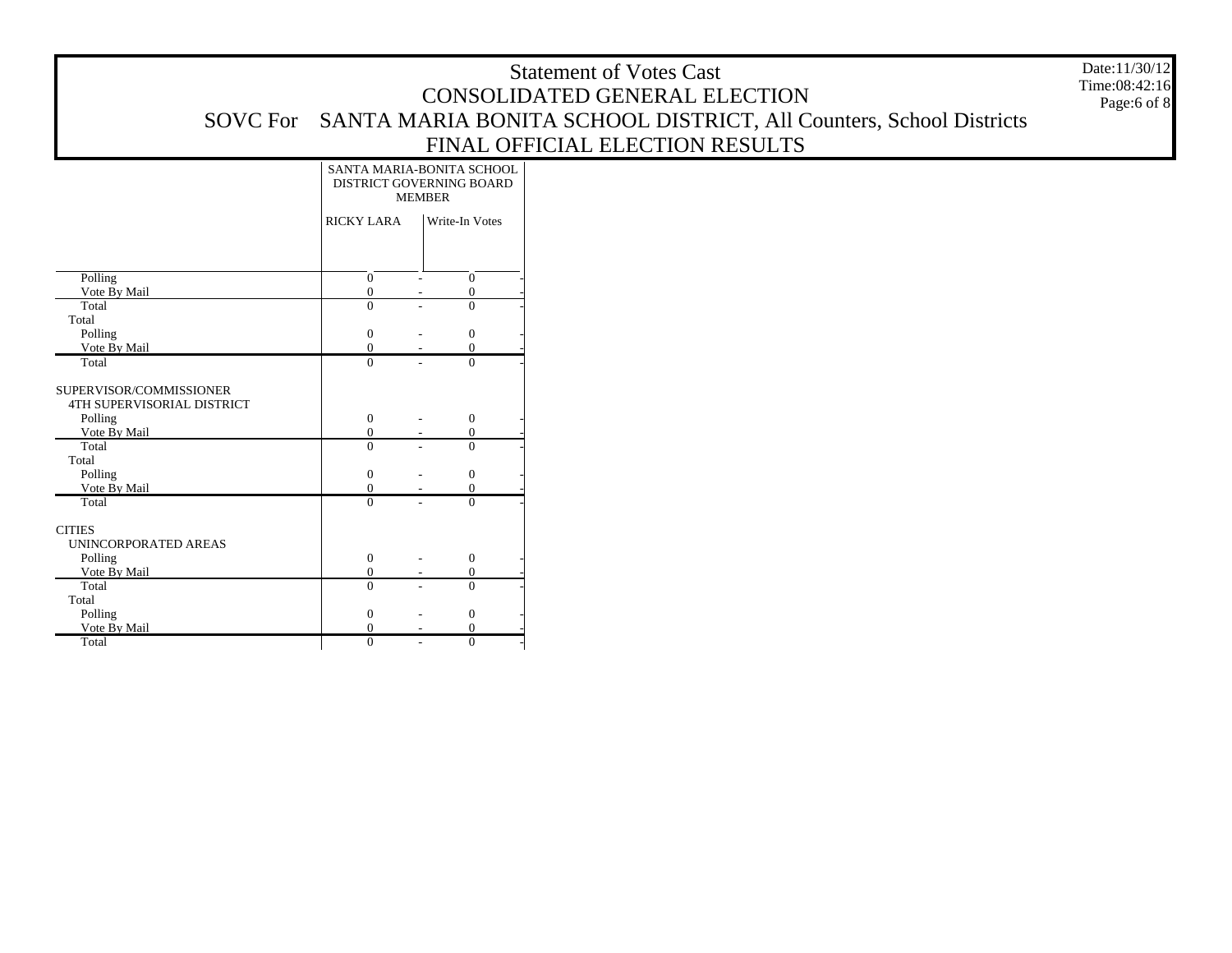# Statement of Votes Cast

## CONSOLIDATED GENERAL ELECTION

## SOVC For SANTA MARIA BONITA SCHOOL DISTRICT, All Counters, School Districts

## FINAL OFFICIAL ELECTION RESULTS

Date:11/30/12
Time:08:42:16

| | SANTA MARIA-BONITA SCHOOL DISTRICT GOVERNING BOARD MEMBER | | | |
|---|---|---|---|---|
| | RICKY LARA | | Write-In Votes | |
| Polling | 0 | - | 0 | - |
| Vote By Mail | 0 | - | 0 | - |
| Total | 0 | - | 0 | - |
| Total | | | | |
| Polling | 0 | - | 0 | - |
| Vote By Mail | 0 | - | 0 | - |
| Total | 0 | - | 0 | - |
| SUPERVISOR/COMMISSIONER | | | | |
| 4TH SUPERVISORIAL DISTRICT | | | | |
| Polling | 0 | - | 0 | - |
| Vote By Mail | 0 | - | 0 | - |
| Total | 0 | - | 0 | - |
| Total | | | | |
| Polling | 0 | - | 0 | - |
| Vote By Mail | 0 | - | 0 | - |
| Total | 0 | - | 0 | - |
| CITIES | | | | |
| UNINCORPORATED AREAS | | | | |
| Polling | 0 | - | 0 | - |
| Vote By Mail | 0 | - | 0 | - |
| Total | 0 | - | 0 | - |
| Total | | | | |
| Polling | 0 | - | 0 | - |
| Vote By Mail | 0 | - | 0 | - |
| Total | 0 | - | 0 | - |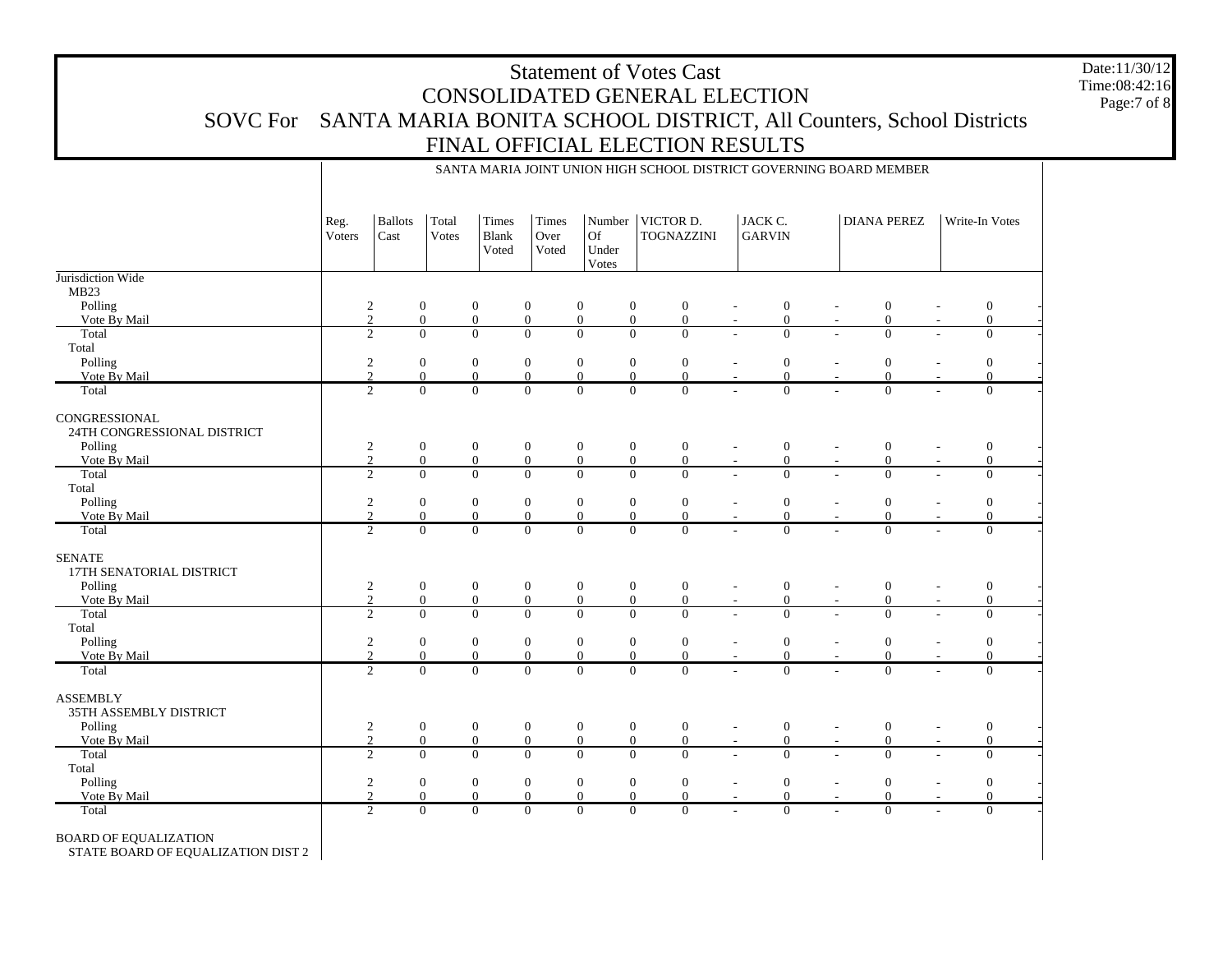# Statement of Votes Cast

## CONSOLIDATED GENERAL ELECTION

## SOVC For SANTA MARIA BONITA SCHOOL DISTRICT, All Counters, School Districts

## FINAL OFFICIAL ELECTION RESULTS

Date:11/30/12
Time:08:42:16

SANTA MARIA JOINT UNION HIGH SCHOOL DISTRICT GOVERNING BOARD MEMBER

| | Reg. Voters | Ballots Cast | Total Votes | Times Blank Voted | Times Over Voted | Number Of Under Votes | VICTOR D. TOGNAZZINI | | JACK C. GARVIN | | DIANA PEREZ | | Write-In Votes | |
|---|---|---|---|---|---|---|---|---|---|---|---|---|---|---|
| **Jurisdiction Wide** | | | | | | | | | | | | | | |
| MB23 | | | | | | | | | | | | | | |
| Polling | 2 | 0 | 0 | 0 | 0 | 0 | 0 | - | 0 | - | 0 | - | 0 | - |
| Vote By Mail | 2 | 0 | 0 | 0 | 0 | 0 | 0 | - | 0 | - | 0 | - | 0 | - |
| Total | 2 | 0 | 0 | 0 | 0 | 0 | 0 | - | 0 | - | 0 | - | 0 | - |
| Total | | | | | | | | | | | | | | |
| Polling | 2 | 0 | 0 | 0 | 0 | 0 | 0 | - | 0 | - | 0 | - | 0 | - |
| Vote By Mail | 2 | 0 | 0 | 0 | 0 | 0 | 0 | - | 0 | - | 0 | - | 0 | - |
| Total | 2 | 0 | 0 | 0 | 0 | 0 | 0 | - | 0 | - | 0 | - | 0 | - |
| **CONGRESSIONAL** | | | | | | | | | | | | | | |
| 24TH CONGRESSIONAL DISTRICT | | | | | | | | | | | | | | |
| Polling | 2 | 0 | 0 | 0 | 0 | 0 | 0 | - | 0 | - | 0 | - | 0 | - |
| Vote By Mail | 2 | 0 | 0 | 0 | 0 | 0 | 0 | - | 0 | - | 0 | - | 0 | - |
| Total | 2 | 0 | 0 | 0 | 0 | 0 | 0 | - | 0 | - | 0 | - | 0 | - |
| Total | | | | | | | | | | | | | | |
| Polling | 2 | 0 | 0 | 0 | 0 | 0 | 0 | - | 0 | - | 0 | - | 0 | - |
| Vote By Mail | 2 | 0 | 0 | 0 | 0 | 0 | 0 | - | 0 | - | 0 | - | 0 | - |
| Total | 2 | 0 | 0 | 0 | 0 | 0 | 0 | - | 0 | - | 0 | - | 0 | - |
| **SENATE** | | | | | | | | | | | | | | |
| 17TH SENATORIAL DISTRICT | | | | | | | | | | | | | | |
| Polling | 2 | 0 | 0 | 0 | 0 | 0 | 0 | - | 0 | - | 0 | - | 0 | - |
| Vote By Mail | 2 | 0 | 0 | 0 | 0 | 0 | 0 | - | 0 | - | 0 | - | 0 | - |
| Total | 2 | 0 | 0 | 0 | 0 | 0 | 0 | - | 0 | - | 0 | - | 0 | - |
| Total | | | | | | | | | | | | | | |
| Polling | 2 | 0 | 0 | 0 | 0 | 0 | 0 | - | 0 | - | 0 | - | 0 | - |
| Vote By Mail | 2 | 0 | 0 | 0 | 0 | 0 | 0 | - | 0 | - | 0 | - | 0 | - |
| Total | 2 | 0 | 0 | 0 | 0 | 0 | 0 | - | 0 | - | 0 | - | 0 | - |
| **ASSEMBLY** | | | | | | | | | | | | | | |
| 35TH ASSEMBLY DISTRICT | | | | | | | | | | | | | | |
| Polling | 2 | 0 | 0 | 0 | 0 | 0 | 0 | - | 0 | - | 0 | - | 0 | - |
| Vote By Mail | 2 | 0 | 0 | 0 | 0 | 0 | 0 | - | 0 | - | 0 | - | 0 | - |
| Total | 2 | 0 | 0 | 0 | 0 | 0 | 0 | - | 0 | - | 0 | - | 0 | - |
| Total | | | | | | | | | | | | | | |
| Polling | 2 | 0 | 0 | 0 | 0 | 0 | 0 | - | 0 | - | 0 | - | 0 | - |
| Vote By Mail | 2 | 0 | 0 | 0 | 0 | 0 | 0 | - | 0 | - | 0 | - | 0 | - |
| Total | 2 | 0 | 0 | 0 | 0 | 0 | 0 | - | 0 | - | 0 | - | 0 | - |
| **BOARD OF EQUALIZATION** | | | | | | | | | | | | | | |
| STATE BOARD OF EQUALIZATION DIST 2 | | | | | | | | | | | | | | |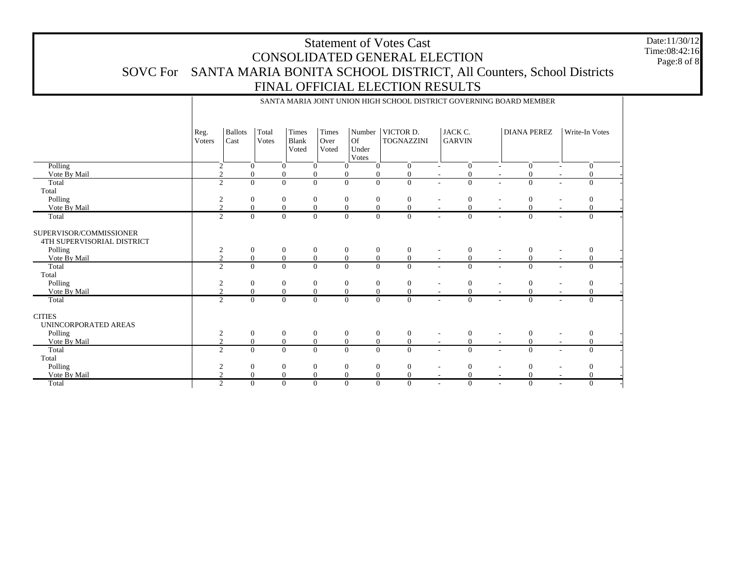# Statement of Votes Cast
## CONSOLIDATED GENERAL ELECTION
## SOVC For SANTA MARIA BONITA SCHOOL DISTRICT, All Counters, School Districts
## FINAL OFFICIAL ELECTION RESULTS

Date:11/30/12
Time:08:42:16

SANTA MARIA JOINT UNION HIGH SCHOOL DISTRICT GOVERNING BOARD MEMBER

| | Reg. Voters | Ballots Cast | Total Votes | Times Blank Voted | Times Over Voted | Number Of Under Votes | VICTOR D. TOGNAZZINI | | JACK C. GARVIN | | DIANA PEREZ | | Write-In Votes | |
|---|---|---|---|---|---|---|---|---|---|---|---|---|---|---|
| Polling | 2 | 0 | 0 | 0 | 0 | 0 | 0 | - | 0 | - | 0 | - | 0 | - |
| Vote By Mail | 2 | 0 | 0 | 0 | 0 | 0 | 0 | - | 0 | - | 0 | - | 0 | - |
| Total | 2 | 0 | 0 | 0 | 0 | 0 | 0 | - | 0 | - | 0 | - | 0 | - |
| Total | | | | | | | | | | | | | | |
| Polling | 2 | 0 | 0 | 0 | 0 | 0 | 0 | - | 0 | - | 0 | - | 0 | - |
| Vote By Mail | 2 | 0 | 0 | 0 | 0 | 0 | 0 | - | 0 | - | 0 | - | 0 | - |
| Total | 2 | 0 | 0 | 0 | 0 | 0 | 0 | - | 0 | - | 0 | - | 0 | - |
| SUPERVISOR/COMMISSIONER | | | | | | | | | | | | | | |
| 4TH SUPERVISORIAL DISTRICT | | | | | | | | | | | | | | |
| Polling | 2 | 0 | 0 | 0 | 0 | 0 | 0 | - | 0 | - | 0 | - | 0 | - |
| Vote By Mail | 2 | 0 | 0 | 0 | 0 | 0 | 0 | - | 0 | - | 0 | - | 0 | - |
| Total | 2 | 0 | 0 | 0 | 0 | 0 | 0 | - | 0 | - | 0 | - | 0 | - |
| Total | | | | | | | | | | | | | | |
| Polling | 2 | 0 | 0 | 0 | 0 | 0 | 0 | - | 0 | - | 0 | - | 0 | - |
| Vote By Mail | 2 | 0 | 0 | 0 | 0 | 0 | 0 | - | 0 | - | 0 | - | 0 | - |
| Total | 2 | 0 | 0 | 0 | 0 | 0 | 0 | - | 0 | - | 0 | - | 0 | - |
| CITIES | | | | | | | | | | | | | | |
| UNINCORPORATED AREAS | | | | | | | | | | | | | | |
| Polling | 2 | 0 | 0 | 0 | 0 | 0 | 0 | - | 0 | - | 0 | - | 0 | - |
| Vote By Mail | 2 | 0 | 0 | 0 | 0 | 0 | 0 | - | 0 | - | 0 | - | 0 | - |
| Total | 2 | 0 | 0 | 0 | 0 | 0 | 0 | - | 0 | - | 0 | - | 0 | - |
| Total | | | | | | | | | | | | | | |
| Polling | 2 | 0 | 0 | 0 | 0 | 0 | 0 | - | 0 | - | 0 | - | 0 | - |
| Vote By Mail | 2 | 0 | 0 | 0 | 0 | 0 | 0 | - | 0 | - | 0 | - | 0 | - |
| Total | 2 | 0 | 0 | 0 | 0 | 0 | 0 | - | 0 | - | 0 | - | 0 | - |